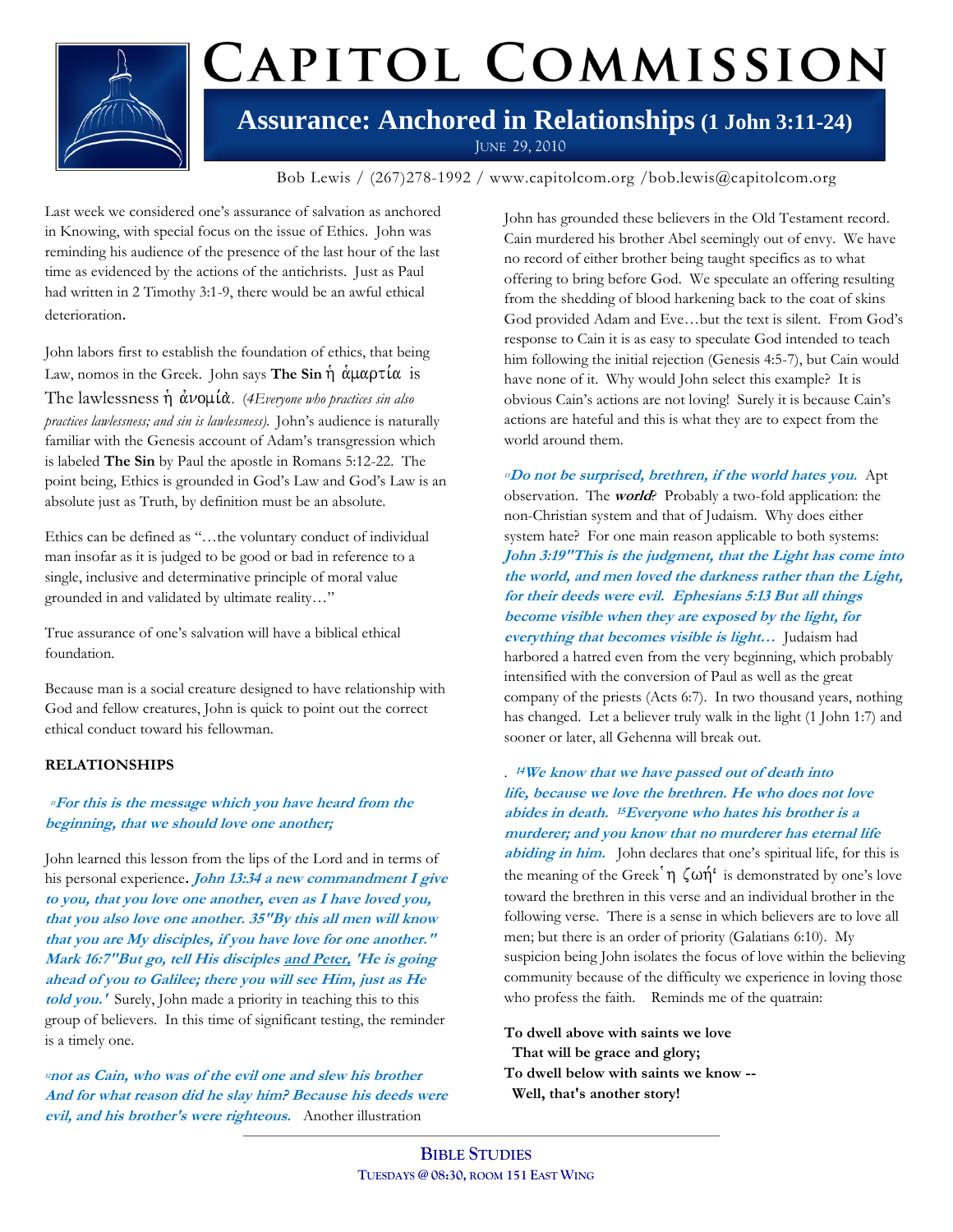# CAPITOL COMMISSION

## Assurance: Anchored in Relationships (1 John 3:11-24)

JUNE 29, 2010

Bob Lewis / (267)278-1992 / www.capitolcom.org /bob.lewis@capitolcom.org

Last week we considered one's assurance of salvation as anchored in Knowing, with special focus on the issue of Ethics. John was reminding his audience of the presence of the last hour of the last time as evidenced by the actions of the antichrists. Just as Paul had written in 2 Timothy 3:1-9, there would be an awful ethical deterioration.

John labors first to establish the foundation of ethics, that being Law, nomos in the Greek. John says **The Sin** ἡ ἁμαρτία is The lawlessness ἡ ἀνομία. *(4Everyone who practices sin also practices lawlessness; and sin is lawlessness).* John's audience is naturally familiar with the Genesis account of Adam's transgression which is labeled **The Sin** by Paul the apostle in Romans 5:12-22. The point being, Ethics is grounded in God's Law and God's Law is an absolute just as Truth, by definition must be an absolute.

Ethics can be defined as "…the voluntary conduct of individual man insofar as it is judged to be good or bad in reference to a single, inclusive and determinative principle of moral value grounded in and validated by ultimate reality…"

True assurance of one's salvation will have a biblical ethical foundation.

Because man is a social creature designed to have relationship with God and fellow creatures, John is quick to point out the correct ethical conduct toward his fellowman.

**RELATIONSHIPS**

***11For this is the message which you have heard from the beginning, that we should love one another;***

John learned this lesson from the lips of the Lord and in terms of his personal experience. ***John 13:34 a new commandment I give to you, that you love one another, even as I have loved you, that you also love one another. 35"By this all men will know that you are My disciples, if you have love for one another." Mark 16:7"But go, tell His disciples <u>and Peter,</u> 'He is going ahead of you to Galilee; there you will see Him, just as He told you.'*** Surely, John made a priority in teaching this to this group of believers. In this time of significant testing, the reminder is a timely one.

***12not as Cain, who was of the evil one and slew his brother And for what reason did he slay him? Because his deeds were evil, and his brother's were righteous.*** Another illustration John has grounded these believers in the Old Testament record. Cain murdered his brother Abel seemingly out of envy. We have no record of either brother being taught specifics as to what offering to bring before God. We speculate an offering resulting from the shedding of blood harkening back to the coat of skins God provided Adam and Eve…but the text is silent. From God's response to Cain it is as easy to speculate God intended to teach him following the initial rejection (Genesis 4:5-7), but Cain would have none of it. Why would John select this example? It is obvious Cain's actions are not loving! Surely it is because Cain's actions are hateful and this is what they are to expect from the world around them.

***13Do not be surprised, brethren, if the world hates you.*** Apt observation. The ***world***? Probably a two-fold application: the non-Christian system and that of Judaism. Why does either system hate? For one main reason applicable to both systems: ***John 3:19"This is the judgment, that the Light has come into the world, and men loved the darkness rather than the Light, for their deeds were evil. Ephesians 5:13 But all things become visible when they are exposed by the light, for everything that becomes visible is light…*** Judaism had harbored a hatred even from the very beginning, which probably intensified with the conversion of Paul as well as the great company of the priests (Acts 6:7). In two thousand years, nothing has changed. Let a believer truly walk in the light (1 John 1:7) and sooner or later, all Gehenna will break out.

. ***14We know that we have passed out of death into life, because we love the brethren. He who does not love abides in death. 15Everyone who hates his brother is a murderer; and you know that no murderer has eternal life abiding in him.*** John declares that one's spiritual life, for this is the meaning of the Greek ἡ ζωή is demonstrated by one's love toward the brethren in this verse and an individual brother in the following verse. There is a sense in which believers are to love all men; but there is an order of priority (Galatians 6:10). My suspicion being John isolates the focus of love within the believing community because of the difficulty we experience in loving those who profess the faith. Reminds me of the quatrain:

**To dwell above with saints we love**
**That will be grace and glory;**
**To dwell below with saints we know --**
**Well, that's another story!**

**BIBLE STUDIES**
**TUESDAYS @ 08:30, ROOM 151 EAST WING**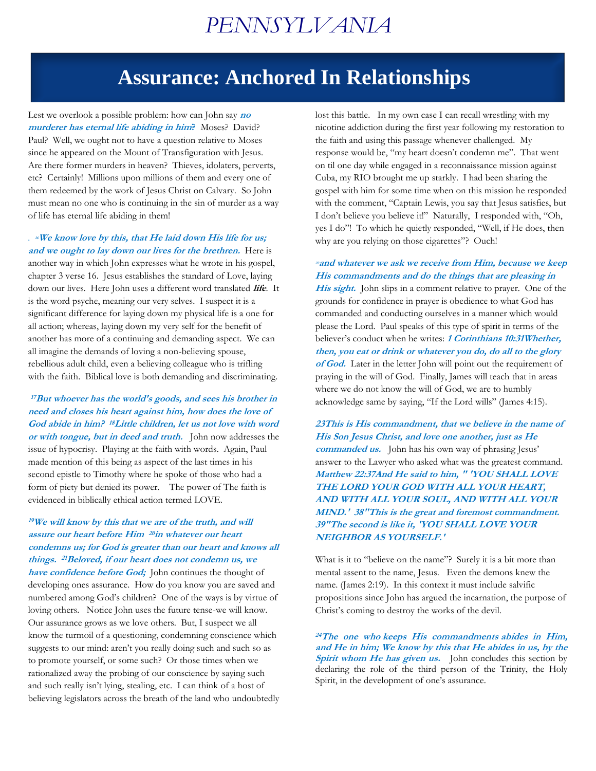# PENNSYLVANIA

## Assurance: Anchored In Relationships

Lest we overlook a possible problem: how can John say ***no murderer has eternal life abiding in him***? Moses? David? Paul? Well, we ought not to have a question relative to Moses since he appeared on the Mount of Transfiguration with Jesus. Are there former murders in heaven? Thieves, idolaters, perverts, etc? Certainly! Millions upon millions of them and every one of them redeemed by the work of Jesus Christ on Calvary. So John must mean no one who is continuing in the sin of murder as a way of life has eternal life abiding in them!

. [16]***We know love by this, that He laid down His life for us; and we ought to lay down our lives for the brethren.*** Here is another way in which John expresses what he wrote in his gospel, chapter 3 verse 16. Jesus establishes the standard of Love, laying down our lives. Here John uses a different word translated ***life***. It is the word psyche, meaning our very selves. I suspect it is a significant difference for laying down my physical life is a one for all action; whereas, laying down my very self for the benefit of another has more of a continuing and demanding aspect. We can all imagine the demands of loving a non-believing spouse, rebellious adult child, even a believing colleague who is trifling with the faith. Biblical love is both demanding and discriminating.

[17]***But whoever has the world's goods, and sees his brother in need and closes his heart against him, how does the love of God abide in him?*** [18]***Little children, let us not love with word or with tongue, but in deed and truth.*** John now addresses the issue of hypocrisy. Playing at the faith with words. Again, Paul made mention of this being as aspect of the last times in his second epistle to Timothy where he spoke of those who had a form of piety but denied its power. The power of The faith is evidenced in biblically ethical action termed LOVE.

[19]***We will know by this that we are of the truth, and will assure our heart before Him*** [20]***in whatever our heart condemns us; for God is greater than our heart and knows all things.*** [21]***Beloved, if our heart does not condemn us, we have confidence before God;*** John continues the thought of developing ones assurance. How do you know you are saved and numbered among God's children? One of the ways is by virtue of loving others. Notice John uses the future tense-we will know. Our assurance grows as we love others. But, I suspect we all know the turmoil of a questioning, condemning conscience which suggests to our mind: aren't you really doing such and such so as to promote yourself, or some such? Or those times when we rationalized away the probing of our conscience by saying such and such really isn't lying, stealing, etc. I can think of a host of believing legislators across the breath of the land who undoubtedly lost this battle. In my own case I can recall wrestling with my nicotine addiction during the first year following my restoration to the faith and using this passage whenever challenged. My response would be, "my heart doesn't condemn me". That went on til one day while engaged in a reconnaissance mission against Cuba, my RIO brought me up starkly. I had been sharing the gospel with him for some time when on this mission he responded with the comment, "Captain Lewis, you say that Jesus satisfies, but I don't believe you believe it!" Naturally, I responded with, "Oh, yes I do"! To which he quietly responded, "Well, if He does, then why are you relying on those cigarettes"? Ouch!

[22]***and whatever we ask we receive from Him, because we keep His commandments and do the things that are pleasing in His sight.*** John slips in a comment relative to prayer. One of the grounds for confidence in prayer is obedience to what God has commanded and conducting ourselves in a manner which would please the Lord. Paul speaks of this type of spirit in terms of the believer's conduct when he writes: ***1 Corinthians 10:31Whether, then, you eat or drink or whatever you do, do all to the glory of God.*** Later in the letter John will point out the requirement of praying in the will of God. Finally, James will teach that in areas where we do not know the will of God, we are to humbly acknowledge same by saying, "If the Lord wills" (James 4:15).

***23This is His commandment, that we believe in the name of His Son Jesus Christ, and love one another, just as He commanded us.*** John has his own way of phrasing Jesus' answer to the Lawyer who asked what was the greatest command. ***Matthew 22:37And He said to him, " 'YOU SHALL LOVE THE LORD YOUR GOD WITH ALL YOUR HEART, AND WITH ALL YOUR SOUL, AND WITH ALL YOUR MIND.' 38"This is the great and foremost commandment. 39"The second is like it, 'YOU SHALL LOVE YOUR NEIGHBOR AS YOURSELF.'***

What is it to "believe on the name"? Surely it is a bit more than mental assent to the name, Jesus. Even the demons knew the name. (James 2:19). In this context it must include salvific propositions since John has argued the incarnation, the purpose of Christ's coming to destroy the works of the devil.

[24]***The one who keeps His commandments abides in Him, and He in him; We know by this that He abides in us, by the Spirit whom He has given us.*** John concludes this section by declaring the role of the third person of the Trinity, the Holy Spirit, in the development of one's assurance.